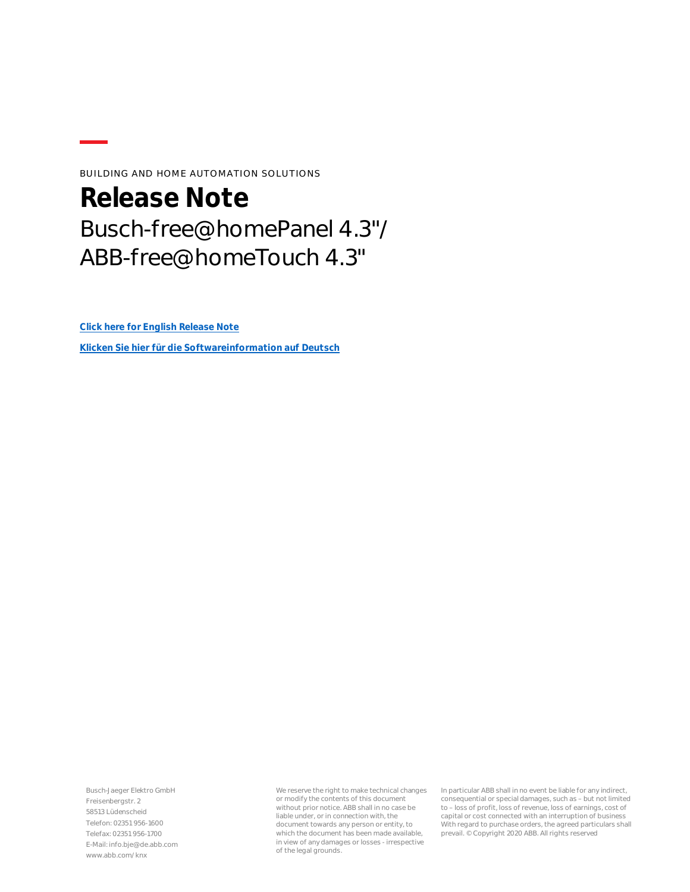BUILDING AND HOME AUTOMATION SOLUTIONS

# Release Note

## Busch-free@homePanel 4.3"/ ABB-free@homeTouch 4.3"

**Click here for English Release Note**

**Klicken Sie hier für die Softwareinformation auf Deutsch**

Busch-Jaeger Elektro GmbH
Freisenbergstr. 2
58513 Lüdenscheid
Telefon: 02351 956-1600
Telefax: 02351 956-1700
E-Mail: info.bje@de.abb.com
www.abb.com/knx

We reserve the right to make technical changes or modify the contents of this document without prior notice. ABB shall in no case be liable under, or in connection with, the document towards any person or entity, to which the document has been made available, in view of any damages or losses - irrespective of the legal grounds.

In particular ABB shall in no event be liable for any indirect, consequential or special damages, such as – but not limited to – loss of profit, loss of revenue, loss of earnings, cost of capital or cost connected with an interruption of business With regard to purchase orders, the agreed particulars shall prevail. © Copyright 2020 ABB. All rights reserved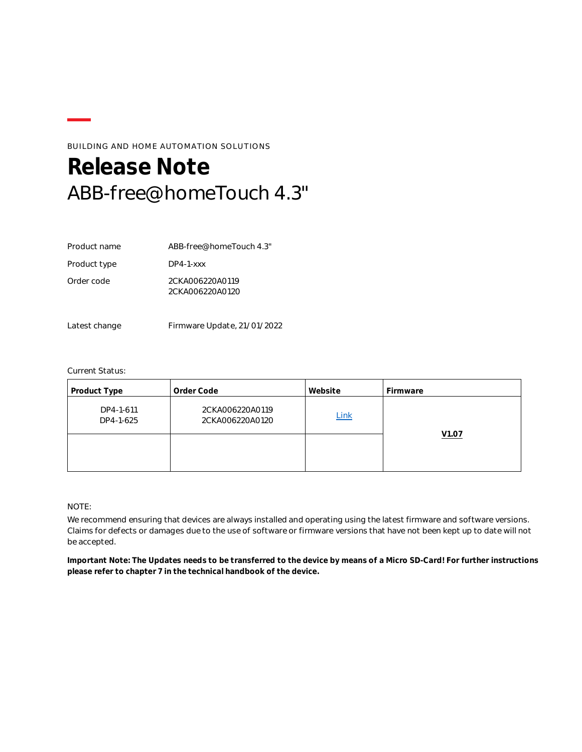BUILDING AND HOME AUTOMATION SOLUTIONS

# Release Note
## ABB-free@homeTouch 4.3"

| | |
|---|---|
| Product name | ABB-free@homeTouch 4.3" |
| Product type | DP4-1-xxx |
| Order code | 2CKA006220A0119<br>2CKA006220A0120 |
| Latest change | Firmware Update, 21/01/2022 |

Current Status:

| Product Type | Order Code | Website | Firmware |
|---|---|---|---|
| DP4-1-611<br>DP4-1-625 | 2CKA006220A0119<br>2CKA006220A0120 | Link | **V1.07** |
| | | | |

NOTE:

We recommend ensuring that devices are always installed and operating using the latest firmware and software versions. Claims for defects or damages due to the use of software or firmware versions that have not been kept up to date will not be accepted.

**Important Note: The Updates needs to be transferred to the device by means of a Micro SD-Card! For further instructions please refer to chapter 7 in the technical handbook of the device.**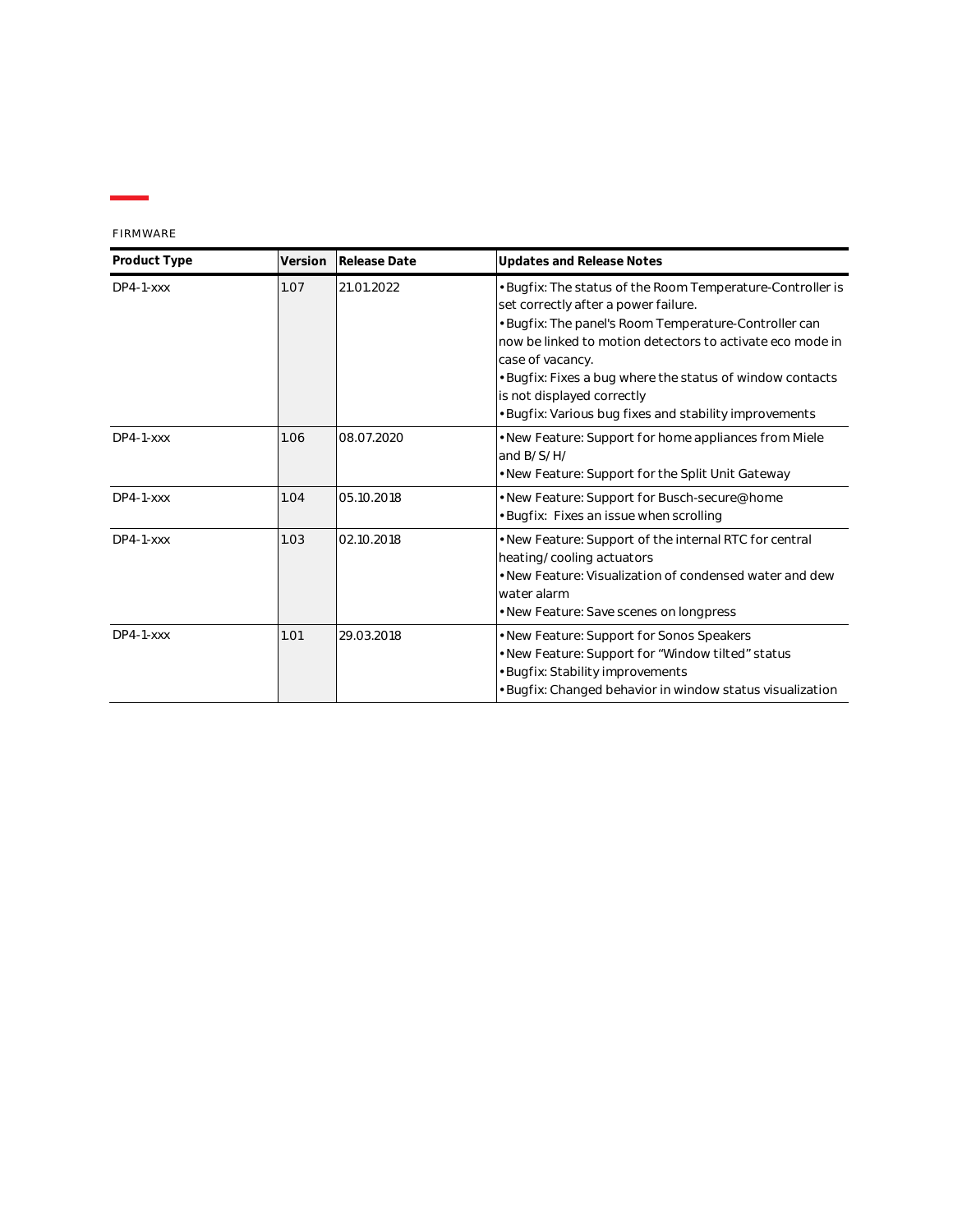FIRMWARE

| Product Type | Version | Release Date | Updates and Release Notes |
| --- | --- | --- | --- |
| DP4-1-xxx | 1.07 | 21.01.2022 | • Bugfix: The status of the Room Temperature-Controller is set correctly after a power failure.<br>• Bugfix: The panel's Room Temperature-Controller can now be linked to motion detectors to activate eco mode in case of vacancy.<br>• Bugfix: Fixes a bug where the status of window contacts is not displayed correctly<br>• Bugfix: Various bug fixes and stability improvements |
| DP4-1-xxx | 1.06 | 08.07.2020 | • New Feature: Support for home appliances from Miele and B/S/H/<br>• New Feature: Support for the Split Unit Gateway |
| DP4-1-xxx | 1.04 | 05.10.2018 | • New Feature: Support for Busch-secure@home<br>• Bugfix:  Fixes an issue when scrolling |
| DP4-1-xxx | 1.03 | 02.10.2018 | • New Feature: Support of the internal RTC for central heating/cooling actuators<br>• New Feature: Visualization of condensed water and dew water alarm<br>• New Feature: Save scenes on longpress |
| DP4-1-xxx | 1.01 | 29.03.2018 | • New Feature: Support for Sonos Speakers<br>• New Feature: Support for “Window tilted” status<br>• Bugfix: Stability improvements<br>• Bugfix: Changed behavior in window status visualization |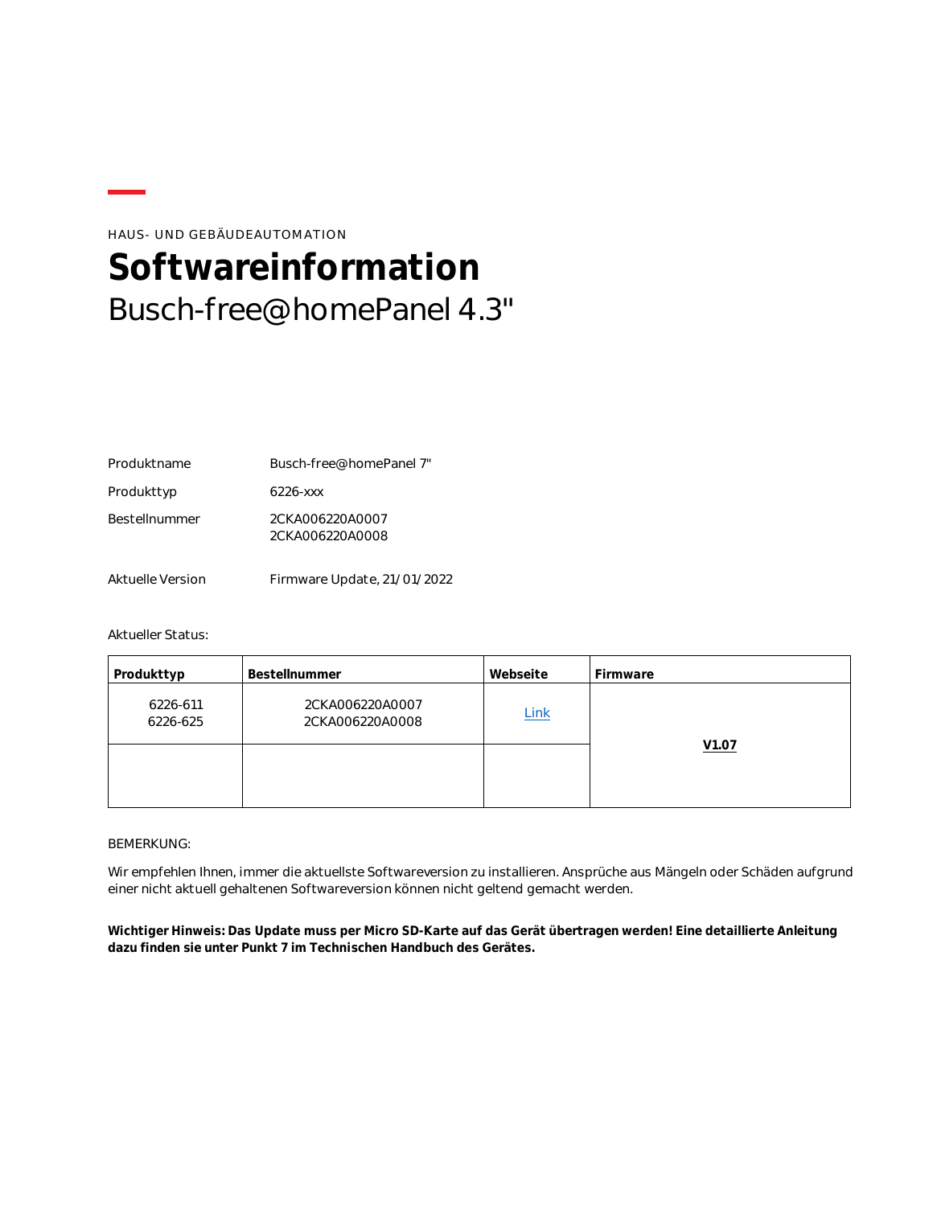HAUS- UND GEBÄUDEAUTOMATION

# Softwareinformation

## Busch-free@homePanel 4.3"

| | |
|---|---|
| Produktname | Busch-free@homePanel 7" |
| Produkttyp | 6226-xxx |
| Bestellnummer | 2CKA006220A0007<br>2CKA006220A0008 |
| Aktuelle Version | Firmware Update, 21/01/2022 |

Aktueller Status:

| Produkttyp | Bestellnummer | Webseite | Firmware |
|---|---|---|---|
| 6226-611<br>6226-625 | 2CKA006220A0007<br>2CKA006220A0008 | Link | **V1.07** |
| | | | |

BEMERKUNG:

Wir empfehlen Ihnen, immer die aktuellste Softwareversion zu installieren. Ansprüche aus Mängeln oder Schäden aufgrund einer nicht aktuell gehaltenen Softwareversion können nicht geltend gemacht werden.

**Wichtiger Hinweis: Das Update muss per Micro SD-Karte auf das Gerät übertragen werden! Eine detaillierte Anleitung dazu finden sie unter Punkt 7 im Technischen Handbuch des Gerätes.**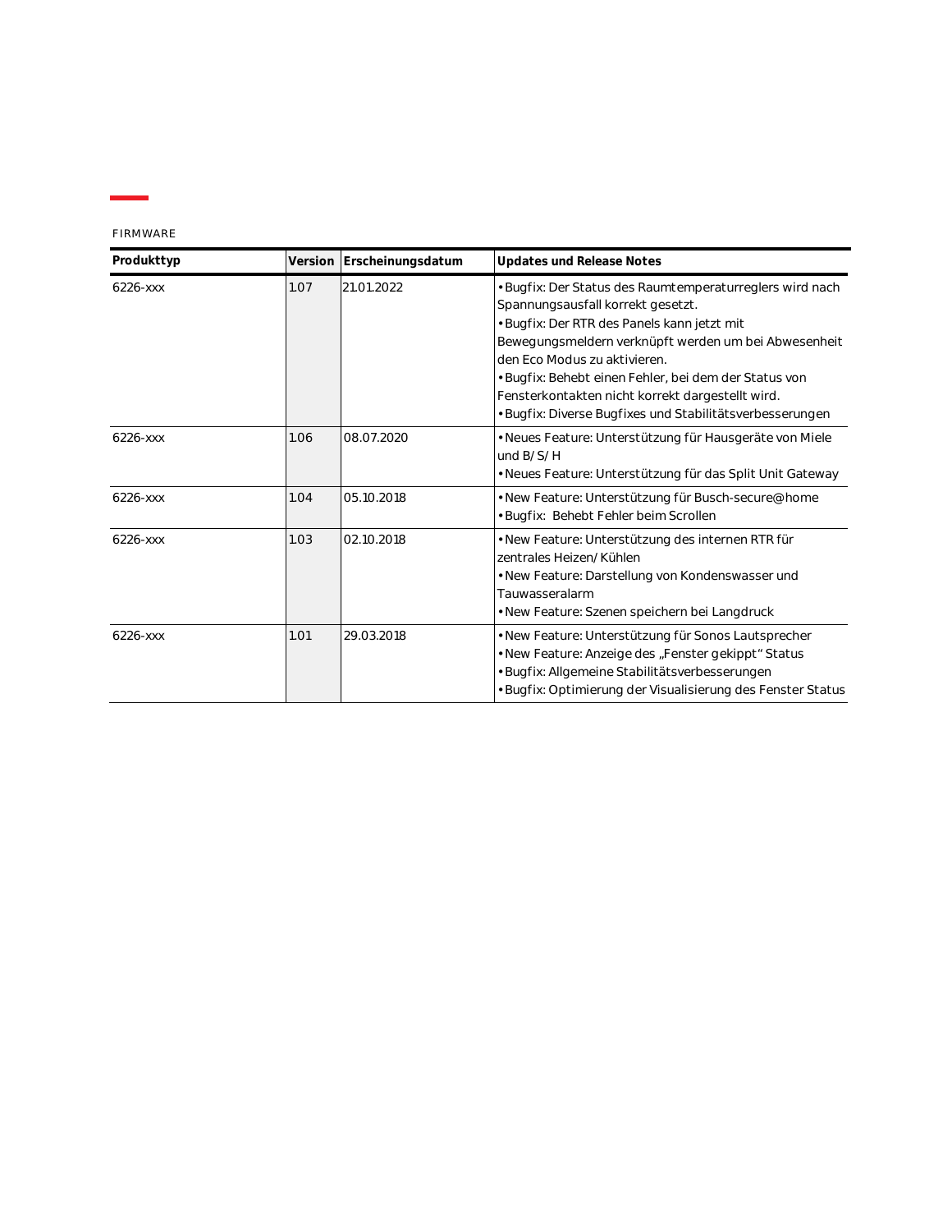FIRMWARE

| Produkttyp | Version | Erscheinungsdatum | Updates und Release Notes |
|---|---|---|---|
| 6226-xxx | 1.07 | 21.01.2022 | • Bugfix: Der Status des Raumtemperaturreglers wird nach Spannungsausfall korrekt gesetzt.<br>• Bugfix: Der RTR des Panels kann jetzt mit Bewegungsmeldern verknüpft werden um bei Abwesenheit den Eco Modus zu aktivieren.<br>• Bugfix: Behebt einen Fehler, bei dem der Status von Fensterkontakten nicht korrekt dargestellt wird.<br>• Bugfix: Diverse Bugfixes und Stabilitätsverbesserungen |
| 6226-xxx | 1.06 | 08.07.2020 | • Neues Feature: Unterstützung für Hausgeräte von Miele und B/S/H<br>• Neues Feature: Unterstützung für das Split Unit Gateway |
| 6226-xxx | 1.04 | 05.10.2018 | • New Feature: Unterstützung für Busch-secure@home<br>• Bugfix: Behebt Fehler beim Scrollen |
| 6226-xxx | 1.03 | 02.10.2018 | • New Feature: Unterstützung des internen RTR für zentrales Heizen/Kühlen<br>• New Feature: Darstellung von Kondenswasser und Tauwasseralarm<br>• New Feature: Szenen speichern bei Langdruck |
| 6226-xxx | 1.01 | 29.03.2018 | • New Feature: Unterstützung für Sonos Lautsprecher<br>• New Feature: Anzeige des „Fenster gekippt" Status<br>• Bugfix: Allgemeine Stabilitätsverbesserungen<br>• Bugfix: Optimierung der Visualisierung des Fenster Status |